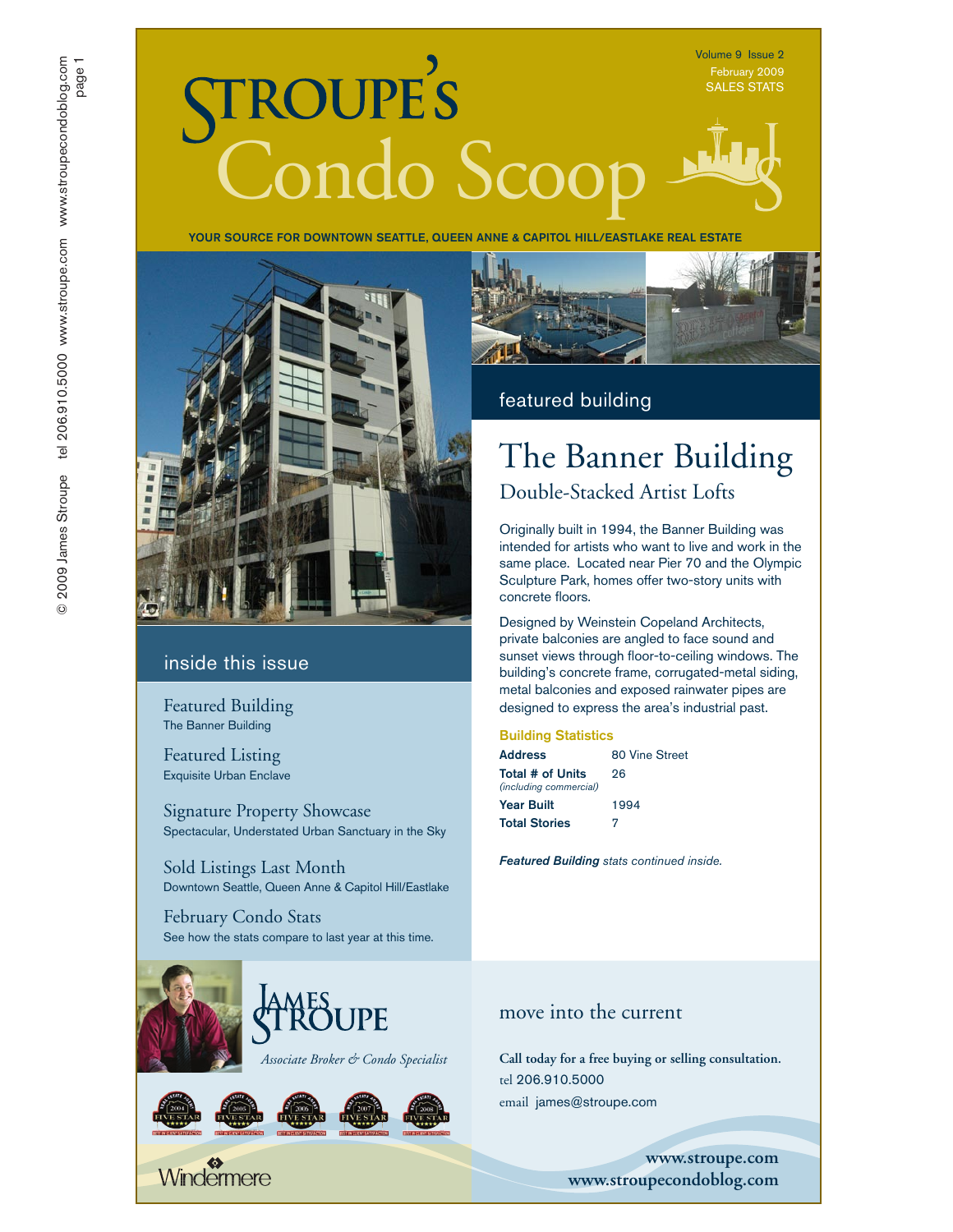Volume 9 Issue 2
February 2009
SALES STATS

# Stroupe's Condo Scoop

**YOUR SOURCE FOR DOWNTOWN SEATTLE, QUEEN ANNE & CAPITOL HILL/EASTLAKE REAL ESTATE**

## inside this issue

**Featured Building**
The Banner Building

**Featured Listing**
Exquisite Urban Enclave

**Signature Property Showcase**
Spectacular, Understated Urban Sanctuary in the Sky

**Sold Listings Last Month**
Downtown Seattle, Queen Anne & Capitol Hill/Eastlake

**February Condo Stats**
See how the stats compare to last year at this time.

## featured building

# The Banner Building

### Double-Stacked Artist Lofts

Originally built in 1994, the Banner Building was intended for artists who want to live and work in the same place. Located near Pier 70 and the Olympic Sculpture Park, homes offer two-story units with concrete floors.

Designed by Weinstein Copeland Architects, private balconies are angled to face sound and sunset views through floor-to-ceiling windows. The building's concrete frame, corrugated-metal siding, metal balconies and exposed rainwater pipes are designed to express the area's industrial past.

**Building Statistics**

| | |
|---|---|
| **Address** | 80 Vine Street |
| **Total # of Units** *(including commercial)* | 26 |
| **Year Built** | 1994 |
| **Total Stories** | 7 |

***Featured Building** stats continued inside.*

**JAMES STROUPE**
*Associate Broker & Condo Specialist*

Windermere

## move into the current

**Call today for a free buying or selling consultation.**
tel 206.910.5000
email james@stroupe.com

**www.stroupe.com**
**www.stroupecondoblog.com**

© 2009 James Stroupe tel 206.910.5000 www.stroupe.com www.stroupecondoblog.com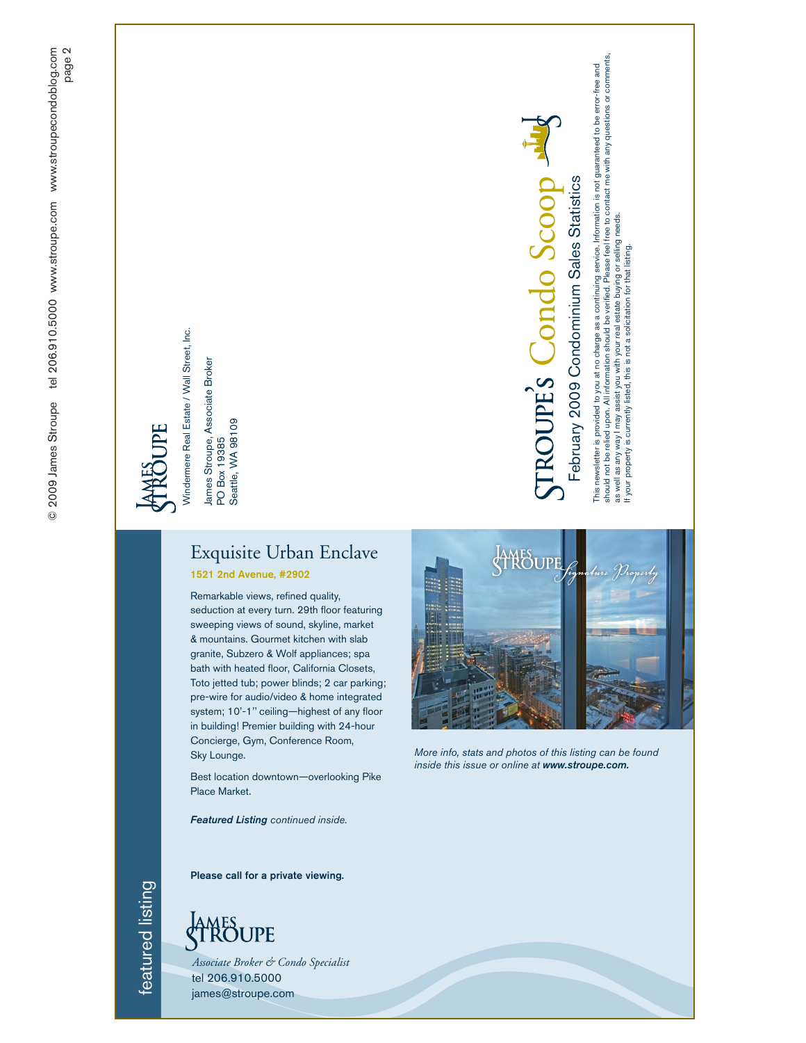JAMES STROUPE

Windermere Real Estate / Wall Street, Inc.

James Stroupe, Associate Broker
PO Box 19385
Seattle, WA 98109

# STROUPE'S Condo Scoop

## February 2009 Condominium Sales Statistics

This newsletter is provided to you at no charge as a continuing service. Information is not guaranteed to be error-free and should not be relied upon. All information should be verified. Please feel free to contact me with any questions or comments, as well as any way I may assist you with your real estate buying or selling needs. If your property is currently listed, this is not a solicitation for that listing.

featured listing

## Exquisite Urban Enclave

**1521 2nd Avenue, #2902**

Remarkable views, refined quality, seduction at every turn. 29th floor featuring sweeping views of sound, skyline, market & mountains. Gourmet kitchen with slab granite, Subzero & Wolf appliances; spa bath with heated floor, California Closets, Toto jetted tub; power blinds; 2 car parking; pre-wire for audio/video & home integrated system; 10'-1'' ceiling—highest of any floor in building! Premier building with 24-hour Concierge, Gym, Conference Room, Sky Lounge.

Best location downtown—overlooking Pike Place Market.

***Featured Listing** continued inside.*

**Please call for a private viewing.**

JAMES STROUPE

*Associate Broker & Condo Specialist*
tel 206.910.5000
james@stroupe.com

JAMES STROUPE *Signature Property*

*More info, stats and photos of this listing can be found inside this issue or online at **www.stroupe.com.***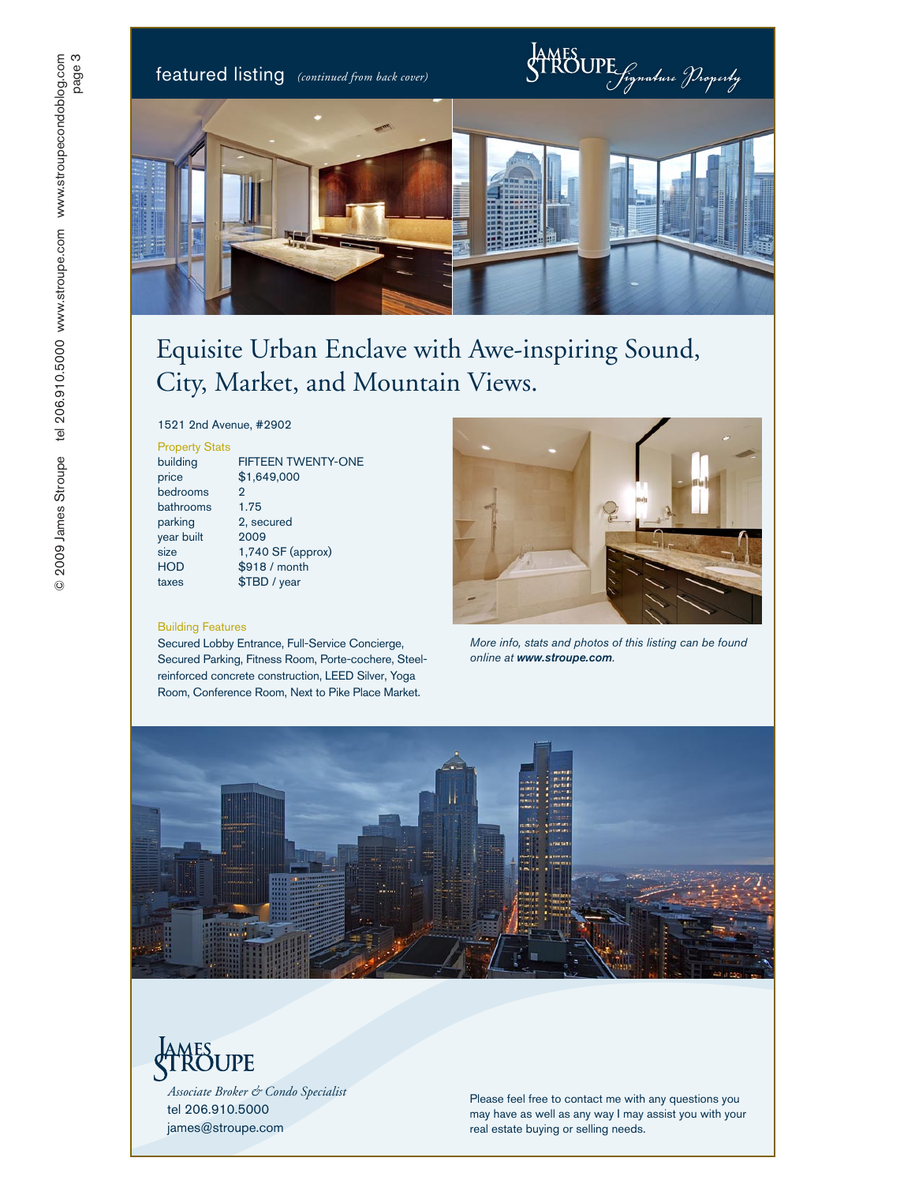featured listing *(continued from back cover)*

JAMES STROUPE *Signature Property*

# Equisite Urban Enclave with Awe-inspiring Sound, City, Market, and Mountain Views.

1521 2nd Avenue, #2902

**Property Stats**

| | |
|---|---|
| building | FIFTEEN TWENTY-ONE |
| price | $1,649,000 |
| bedrooms | 2 |
| bathrooms | 1.75 |
| parking | 2, secured |
| year built | 2009 |
| size | 1,740 SF (approx) |
| HOD | $918 / month |
| taxes | $TBD / year |

**Building Features**

Secured Lobby Entrance, Full-Service Concierge, Secured Parking, Fitness Room, Porte-cochere, Steel-reinforced concrete construction, LEED Silver, Yoga Room, Conference Room, Next to Pike Place Market.

*More info, stats and photos of this listing can be found online at **www.stroupe.com**.*

JAMES STROUPE

*Associate Broker & Condo Specialist*

tel 206.910.5000

james@stroupe.com

Please feel free to contact me with any questions you may have as well as any way I may assist you with your real estate buying or selling needs.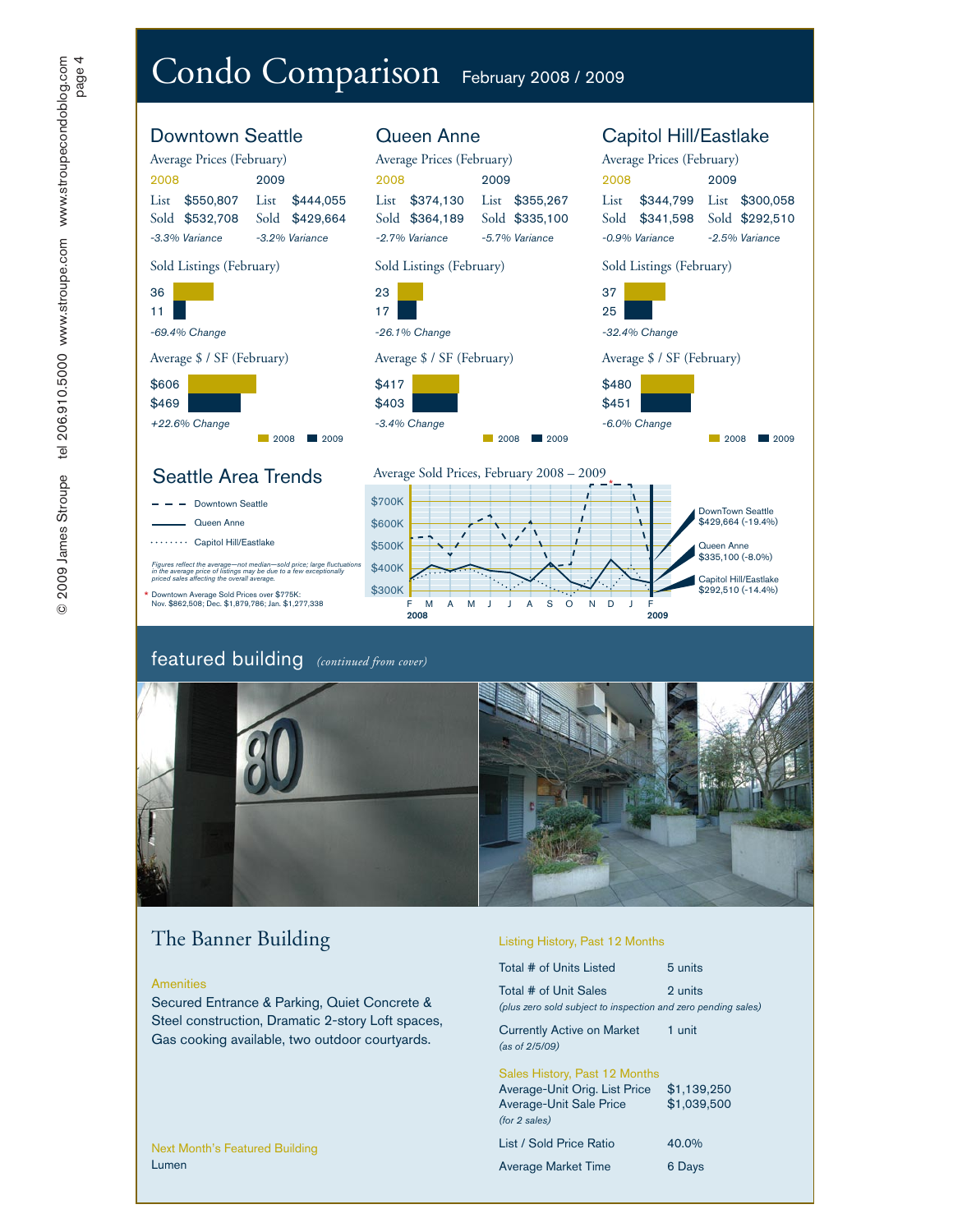# Condo Comparison February 2008 / 2009

## Downtown Seattle

Average Prices (February)

| 2008 | | 2009 | |
|---|---|---|---|
| List | $550,807 | List | $444,055 |
| Sold | $532,708 | Sold | $429,664 |
| *-3.3% Variance* | | *-3.2% Variance* | |

Sold Listings (February)

36
11

*-69.4% Change*

Average $ / SF (February)

$606
$469

*+22.6% Change*

2008 2009

## Queen Anne

Average Prices (February)

| 2008 | | 2009 | |
|---|---|---|---|
| List | $374,130 | List | $355,267 |
| Sold | $364,189 | Sold | $335,100 |
| *-2.7% Variance* | | *-5.7% Variance* | |

Sold Listings (February)

23
17

*-26.1% Change*

Average $ / SF (February)

$417
$403

*-3.4% Change*

2008 2009

## Capitol Hill/Eastlake

Average Prices (February)

| 2008 | | 2009 | |
|---|---|---|---|
| List | $344,799 | List | $300,058 |
| Sold | $341,598 | Sold | $292,510 |
| *-0.9% Variance* | | *-2.5% Variance* | |

Sold Listings (February)

37
25

*-32.4% Change*

Average $ / SF (February)

$480
$451

*-6.0% Change*

2008 2009

## Seattle Area Trends

- – – Downtown Seattle
- —— Queen Anne
- ········ Capitol Hill/Eastlake

*Figures reflect the average—not median—sold price; large fluctuations in the average price of listings may be due to a few exceptionally priced sales affecting the overall average.*

\* Downtown Average Sold Prices over $775K:
Nov. $862,508; Dec. $1,879,786; Jan. $1,277,338

Average Sold Prices, February 2008 – 2009

DownTown Seattle $429,664 (-19.4%)
Queen Anne $335,100 (-8.0%)
Capitol Hill/Eastlake $292,510 (-14.4%)

## featured building *(continued from cover)*

## The Banner Building

Amenities

Secured Entrance & Parking, Quiet Concrete & Steel construction, Dramatic 2-story Loft spaces, Gas cooking available, two outdoor courtyards.

Next Month's Featured Building

Lumen

Listing History, Past 12 Months

| | |
|---|---|
| Total # of Units Listed | 5 units |
| Total # of Unit Sales | 2 units |

*(plus zero sold subject to inspection and zero pending sales)*

| | |
|---|---|
| Currently Active on Market *(as of 2/5/09)* | 1 unit |

Sales History, Past 12 Months

| | |
|---|---|
| Average-Unit Orig. List Price | $1,139,250 |
| Average-Unit Sale Price *(for 2 sales)* | $1,039,500 |
| List / Sold Price Ratio | 40.0% |
| Average Market Time | 6 Days |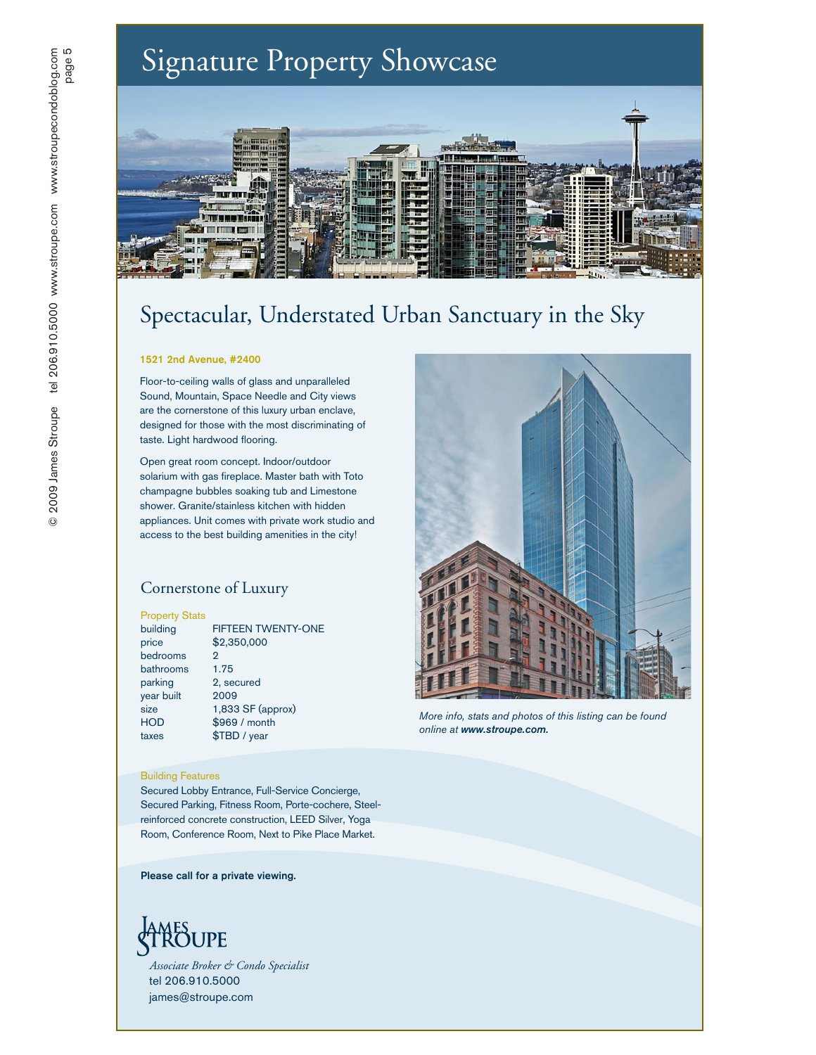# Signature Property Showcase

## Spectacular, Understated Urban Sanctuary in the Sky

**1521 2nd Avenue, #2400**

Floor-to-ceiling walls of glass and unparalleled Sound, Mountain, Space Needle and City views are the cornerstone of this luxury urban enclave, designed for those with the most discriminating of taste. Light hardwood flooring.

Open great room concept. Indoor/outdoor solarium with gas fireplace. Master bath with Toto champagne bubbles soaking tub and Limestone shower. Granite/stainless kitchen with hidden appliances. Unit comes with private work studio and access to the best building amenities in the city!

### Cornerstone of Luxury

Property Stats

| | |
|---|---|
| building | FIFTEEN TWENTY-ONE |
| price | $2,350,000 |
| bedrooms | 2 |
| bathrooms | 1.75 |
| parking | 2, secured |
| year built | 2009 |
| size | 1,833 SF (approx) |
| HOD | $969 / month |
| taxes | $TBD / year |

Building Features

Secured Lobby Entrance, Full-Service Concierge, Secured Parking, Fitness Room, Porte-cochere, Steel-reinforced concrete construction, LEED Silver, Yoga Room, Conference Room, Next to Pike Place Market.

*More info, stats and photos of this listing can be found online at **www.stroupe.com.***

**Please call for a private viewing.**

James Stroupe

*Associate Broker & Condo Specialist*
tel 206.910.5000
james@stroupe.com

© 2009 James Stroupe tel 206.910.5000 www.stroupe.com www.stroupecondoblog.com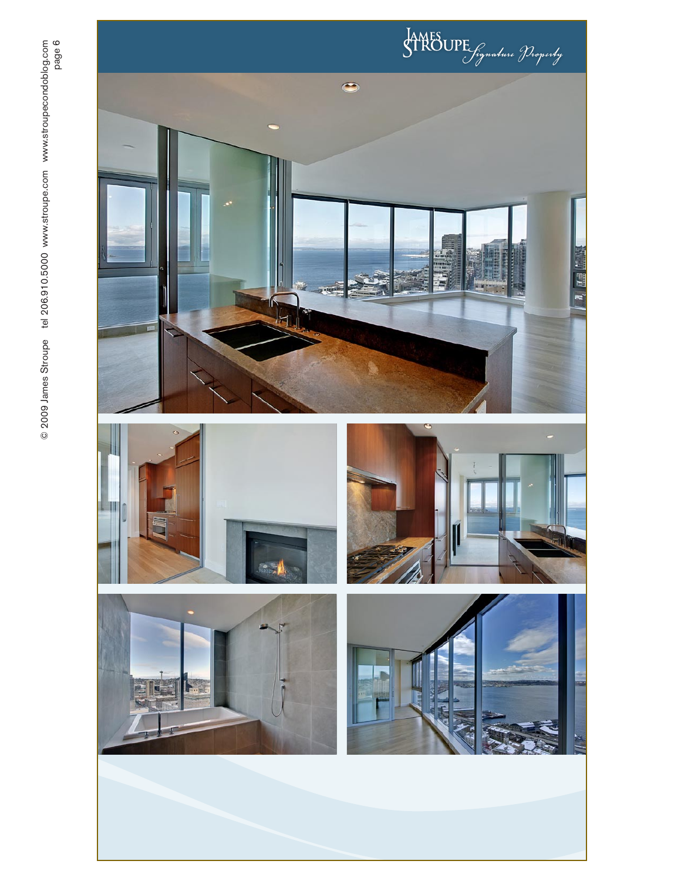James Stroupe *Signature Property*

© 2009 James Stroupe tel 206.910.5000 www.stroupe.com www.stroupecondoblog.com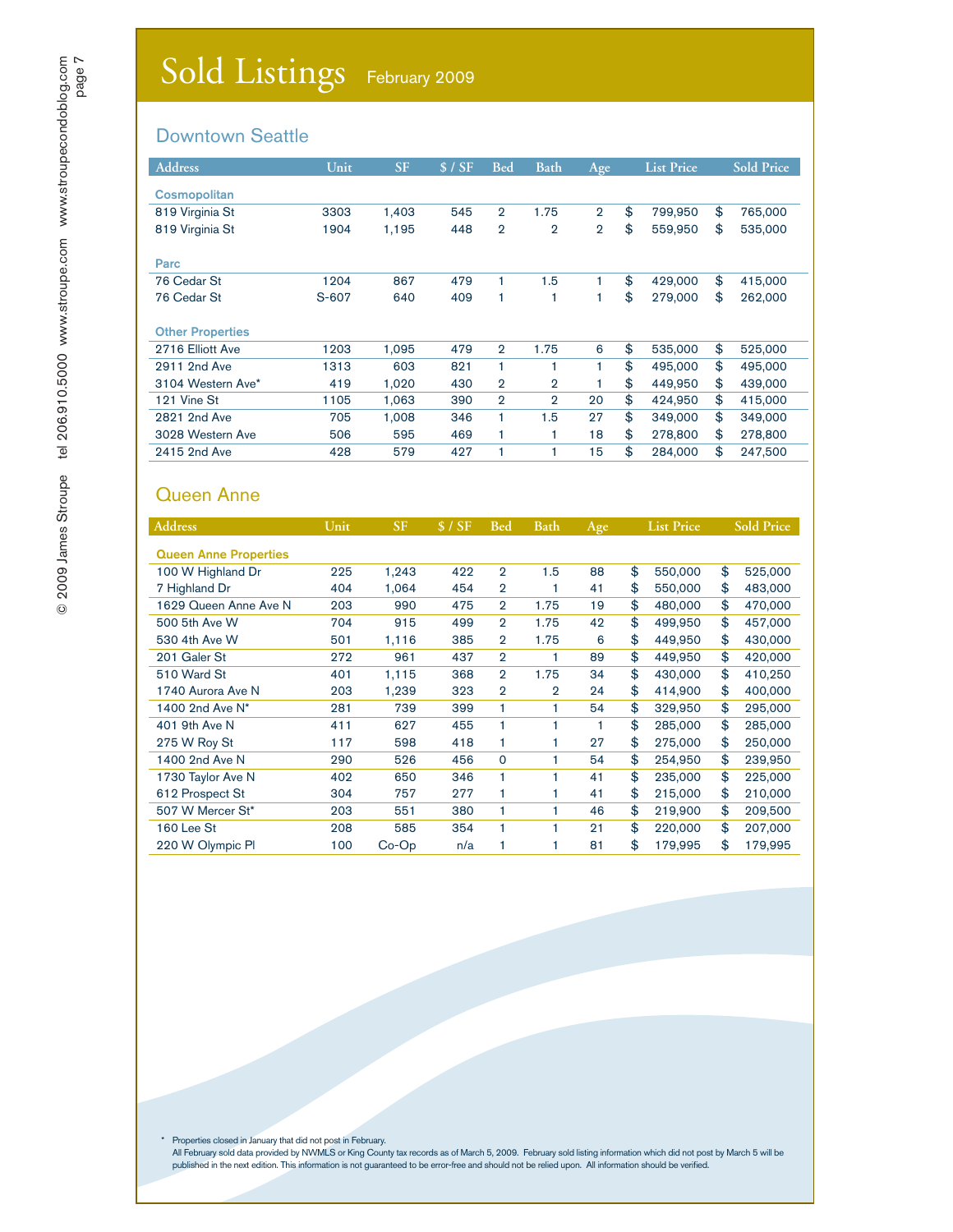# Sold Listings February 2009

## Downtown Seattle

| Address | Unit | SF | $ / SF | Bed | Bath | Age | List Price | Sold Price |
|---|---|---|---|---|---|---|---|---|
| **Cosmopolitan** | | | | | | | | |
| 819 Virginia St | 3303 | 1,403 | 545 | 2 | 1.75 | 2 | $ 799,950 | $ 765,000 |
| 819 Virginia St | 1904 | 1,195 | 448 | 2 | 2 | 2 | $ 559,950 | $ 535,000 |
| **Parc** | | | | | | | | |
| 76 Cedar St | 1204 | 867 | 479 | 1 | 1.5 | 1 | $ 429,000 | $ 415,000 |
| 76 Cedar St | S-607 | 640 | 409 | 1 | 1 | 1 | $ 279,000 | $ 262,000 |
| **Other Properties** | | | | | | | | |
| 2716 Elliott Ave | 1203 | 1,095 | 479 | 2 | 1.75 | 6 | $ 535,000 | $ 525,000 |
| 2911 2nd Ave | 1313 | 603 | 821 | 1 | 1 | 1 | $ 495,000 | $ 495,000 |
| 3104 Western Ave* | 419 | 1,020 | 430 | 2 | 2 | 1 | $ 449,950 | $ 439,000 |
| 121 Vine St | 1105 | 1,063 | 390 | 2 | 2 | 20 | $ 424,950 | $ 415,000 |
| 2821 2nd Ave | 705 | 1,008 | 346 | 1 | 1.5 | 27 | $ 349,000 | $ 349,000 |
| 3028 Western Ave | 506 | 595 | 469 | 1 | 1 | 18 | $ 278,800 | $ 278,800 |
| 2415 2nd Ave | 428 | 579 | 427 | 1 | 1 | 15 | $ 284,000 | $ 247,500 |

## Queen Anne

| Address | Unit | SF | $ / SF | Bed | Bath | Age | List Price | Sold Price |
|---|---|---|---|---|---|---|---|---|
| **Queen Anne Properties** | | | | | | | | |
| 100 W Highland Dr | 225 | 1,243 | 422 | 2 | 1.5 | 88 | $ 550,000 | $ 525,000 |
| 7 Highland Dr | 404 | 1,064 | 454 | 2 | 1 | 41 | $ 550,000 | $ 483,000 |
| 1629 Queen Anne Ave N | 203 | 990 | 475 | 2 | 1.75 | 19 | $ 480,000 | $ 470,000 |
| 500 5th Ave W | 704 | 915 | 499 | 2 | 1.75 | 42 | $ 499,950 | $ 457,000 |
| 530 4th Ave W | 501 | 1,116 | 385 | 2 | 1.75 | 6 | $ 449,950 | $ 430,000 |
| 201 Galer St | 272 | 961 | 437 | 2 | 1 | 89 | $ 449,950 | $ 420,000 |
| 510 Ward St | 401 | 1,115 | 368 | 2 | 1.75 | 34 | $ 430,000 | $ 410,250 |
| 1740 Aurora Ave N | 203 | 1,239 | 323 | 2 | 2 | 24 | $ 414,900 | $ 400,000 |
| 1400 2nd Ave N* | 281 | 739 | 399 | 1 | 1 | 54 | $ 329,950 | $ 295,000 |
| 401 9th Ave N | 411 | 627 | 455 | 1 | 1 | 1 | $ 285,000 | $ 285,000 |
| 275 W Roy St | 117 | 598 | 418 | 1 | 1 | 27 | $ 275,000 | $ 250,000 |
| 1400 2nd Ave N | 290 | 526 | 456 | 0 | 1 | 54 | $ 254,950 | $ 239,950 |
| 1730 Taylor Ave N | 402 | 650 | 346 | 1 | 1 | 41 | $ 235,000 | $ 225,000 |
| 612 Prospect St | 304 | 757 | 277 | 1 | 1 | 41 | $ 215,000 | $ 210,000 |
| 507 W Mercer St* | 203 | 551 | 380 | 1 | 1 | 46 | $ 219,900 | $ 209,500 |
| 160 Lee St | 208 | 585 | 354 | 1 | 1 | 21 | $ 220,000 | $ 207,000 |
| 220 W Olympic Pl | 100 | Co-Op | n/a | 1 | 1 | 81 | $ 179,995 | $ 179,995 |

\* Properties closed in January that did not post in February.

All February sold data provided by NWMLS or King County tax records as of March 5, 2009. February sold listing information which did not post by March 5 will be published in the next edition. This information is not guaranteed to be error-free and should not be relied upon. All information should be verified.

© 2009 James Stroupe tel 206.910.5000 www.stroupe.com www.stroupecondoblog.com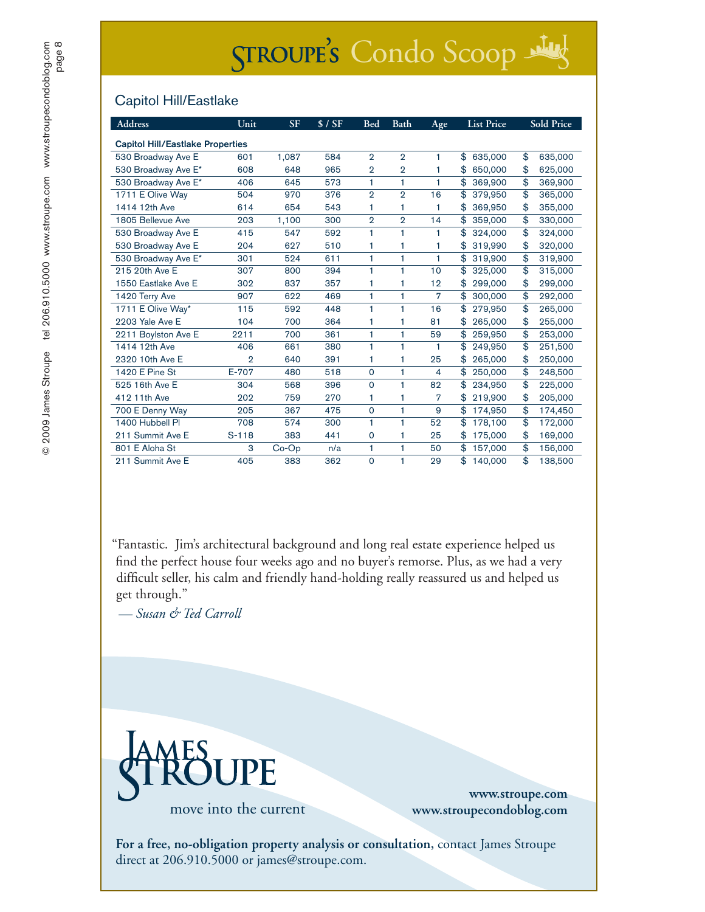# STROUPE's Condo Scoop

## Capitol Hill/Eastlake

| Address | Unit | SF | $ / SF | Bed | Bath | Age | List Price | Sold Price |
|---|---|---|---|---|---|---|---|---|
| **Capitol Hill/Eastlake Properties** | | | | | | | | |
| 530 Broadway Ave E | 601 | 1,087 | 584 | 2 | 2 | 1 | $ 635,000 | $ 635,000 |
| 530 Broadway Ave E* | 608 | 648 | 965 | 2 | 2 | 1 | $ 650,000 | $ 625,000 |
| 530 Broadway Ave E* | 406 | 645 | 573 | 1 | 1 | 1 | $ 369,900 | $ 369,900 |
| 1711 E Olive Way | 504 | 970 | 376 | 2 | 2 | 16 | $ 379,950 | $ 365,000 |
| 1414 12th Ave | 614 | 654 | 543 | 1 | 1 | 1 | $ 369,950 | $ 355,000 |
| 1805 Bellevue Ave | 203 | 1,100 | 300 | 2 | 2 | 14 | $ 359,000 | $ 330,000 |
| 530 Broadway Ave E | 415 | 547 | 592 | 1 | 1 | 1 | $ 324,000 | $ 324,000 |
| 530 Broadway Ave E | 204 | 627 | 510 | 1 | 1 | 1 | $ 319,990 | $ 320,000 |
| 530 Broadway Ave E* | 301 | 524 | 611 | 1 | 1 | 1 | $ 319,900 | $ 319,900 |
| 215 20th Ave E | 307 | 800 | 394 | 1 | 1 | 10 | $ 325,000 | $ 315,000 |
| 1550 Eastlake Ave E | 302 | 837 | 357 | 1 | 1 | 12 | $ 299,000 | $ 299,000 |
| 1420 Terry Ave | 907 | 622 | 469 | 1 | 1 | 7 | $ 300,000 | $ 292,000 |
| 1711 E Olive Way* | 115 | 592 | 448 | 1 | 1 | 16 | $ 279,950 | $ 265,000 |
| 2203 Yale Ave E | 104 | 700 | 364 | 1 | 1 | 81 | $ 265,000 | $ 255,000 |
| 2211 Boylston Ave E | 2211 | 700 | 361 | 1 | 1 | 59 | $ 259,950 | $ 253,000 |
| 1414 12th Ave | 406 | 661 | 380 | 1 | 1 | 1 | $ 249,950 | $ 251,500 |
| 2320 10th Ave E | 2 | 640 | 391 | 1 | 1 | 25 | $ 265,000 | $ 250,000 |
| 1420 E Pine St | E-707 | 480 | 518 | 0 | 1 | 4 | $ 250,000 | $ 248,500 |
| 525 16th Ave E | 304 | 568 | 396 | 0 | 1 | 82 | $ 234,950 | $ 225,000 |
| 412 11th Ave | 202 | 759 | 270 | 1 | 1 | 7 | $ 219,900 | $ 205,000 |
| 700 E Denny Way | 205 | 367 | 475 | 0 | 1 | 9 | $ 174,950 | $ 174,450 |
| 1400 Hubbell Pl | 708 | 574 | 300 | 1 | 1 | 52 | $ 178,100 | $ 172,000 |
| 211 Summit Ave E | S-118 | 383 | 441 | 0 | 1 | 25 | $ 175,000 | $ 169,000 |
| 801 E Aloha St | 3 | Co-Op | n/a | 1 | 1 | 50 | $ 157,000 | $ 156,000 |
| 211 Summit Ave E | 405 | 383 | 362 | 0 | 1 | 29 | $ 140,000 | $ 138,500 |

"Fantastic. Jim's architectural background and long real estate experience helped us find the perfect house four weeks ago and no buyer's remorse. Plus, as we had a very difficult seller, his calm and friendly hand-holding really reassured us and helped us get through."

*— Susan & Ted Carroll*

JAMES STROUPE

move into the current

**www.stroupe.com**
**www.stroupecondoblog.com**

**For a free, no-obligation property analysis or consultation,** contact James Stroupe direct at 206.910.5000 or james@stroupe.com.

© 2009 James Stroupe tel 206.910.5000 www.stroupe.com www.stroupecondoblog.com